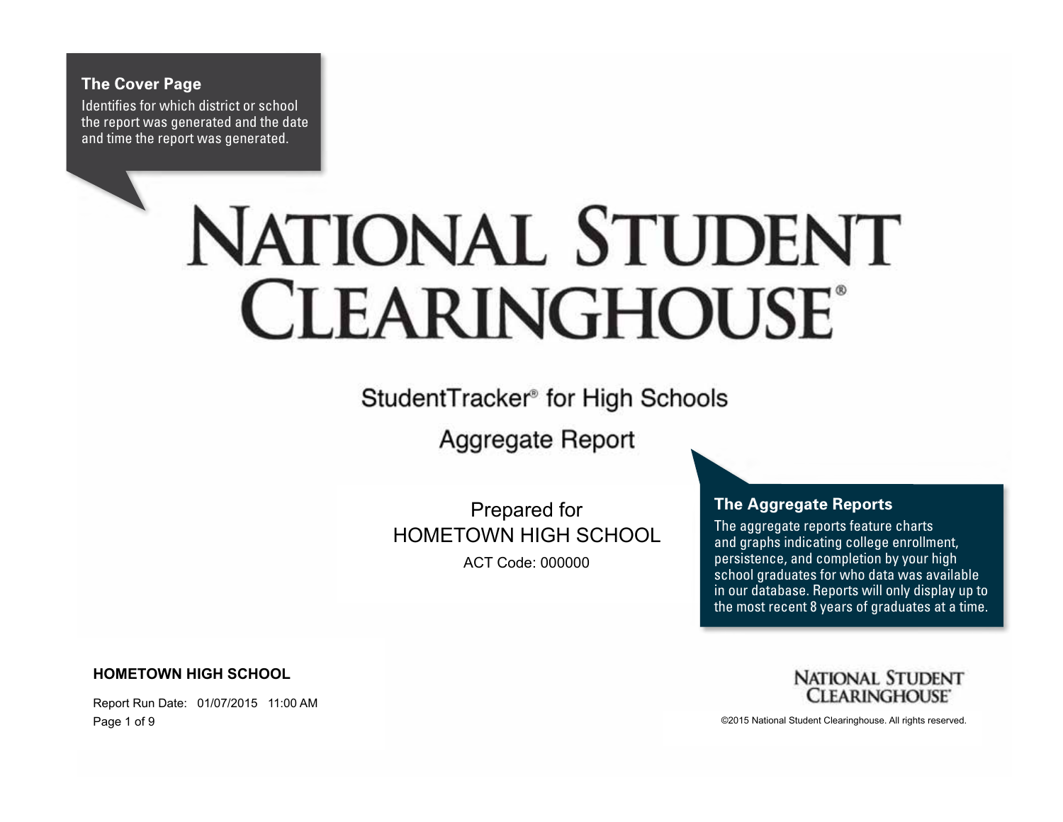### The Cover Page

Identifies for which district or school the report was generated and the date and time the report was generated.

# NATIONAL STUDENT CLEARINGHOUSE®

## StudentTracker® for High Schools

## Aggregate Report

Prepared for
HOMETOWN HIGH SCHOOL

ACT Code: 000000

### The Aggregate Reports

The aggregate reports feature charts and graphs indicating college enrollment, persistence, and completion by your high school graduates for who data was available in our database. Reports will only display up to the most recent 8 years of graduates at a time.

**HOMETOWN HIGH SCHOOL**

Report Run Date: 01/07/2015 11:00 AM

NATIONAL STUDENT CLEARINGHOUSE®

©2015 National Student Clearinghouse. All rights reserved.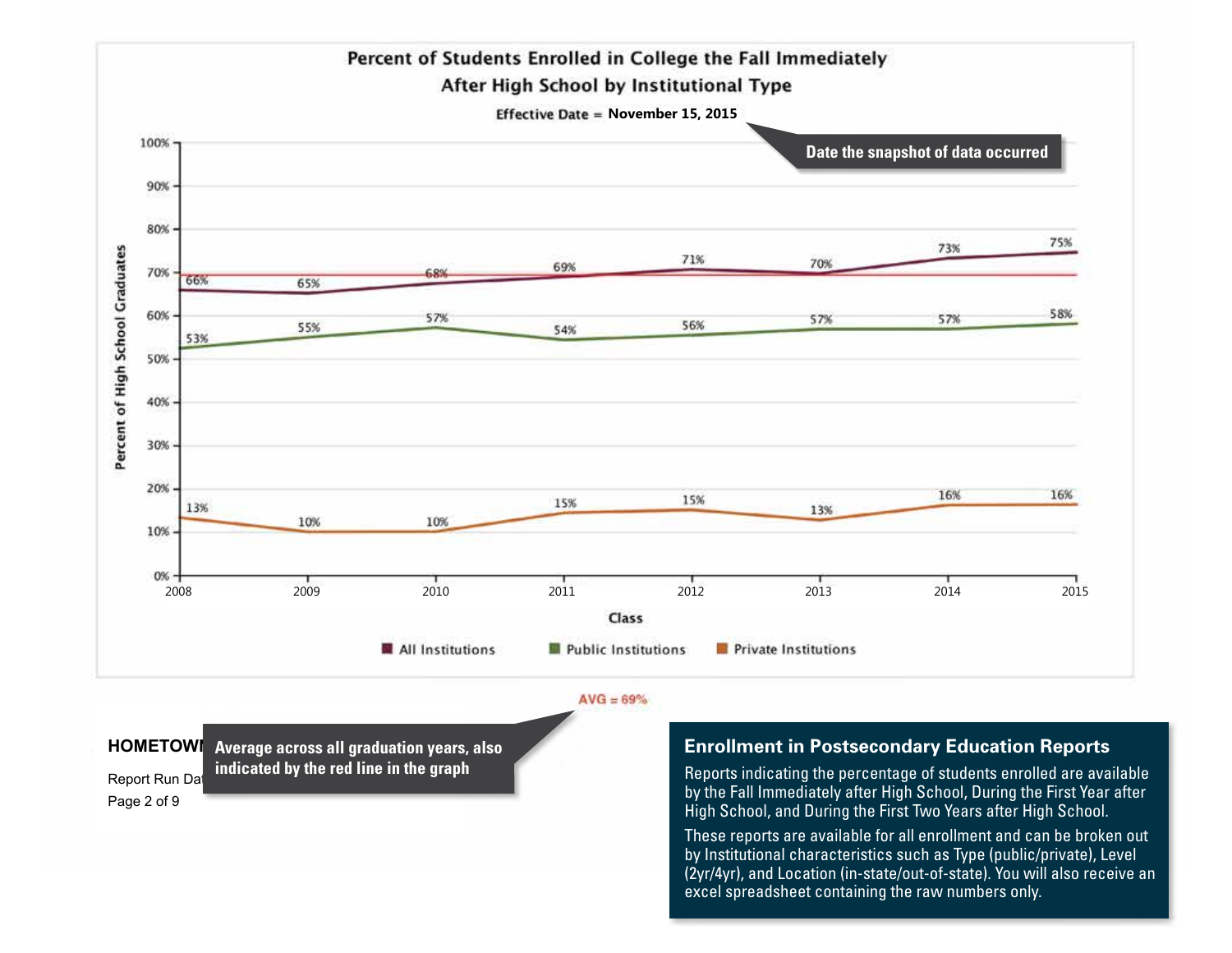Percent of Students Enrolled in College the Fall Immediately After High School by Institutional Type

Effective Date = November 15, 2015

Date the snapshot of data occurred

100%
90%
80%
70%
60%
50%
40%
30%
20%
10%
0%

Percent of High School Graduates

66% 65% 68% 69% 71% 70% 73% 75%

53% 55% 57% 54% 56% 57% 57% 58%

13% 10% 10% 15% 15% 13% 16% 16%

2008 2009 2010 2011 2012 2013 2014 2015

Class

All Institutions
Public Institutions
Private Institutions

AVG = 69%

Average across all graduation years, also indicated by the red line in the graph

**HOMETOWN**

Report Run Dat

Page 2 of 9

## Enrollment in Postsecondary Education Reports

Reports indicating the percentage of students enrolled are available by the Fall Immediately after High School, During the First Year after High School, and During the First Two Years after High School.

These reports are available for all enrollment and can be broken out by Institutional characteristics such as Type (public/private), Level (2yr/4yr), and Location (in-state/out-of-state). You will also receive an excel spreadsheet containing the raw numbers only.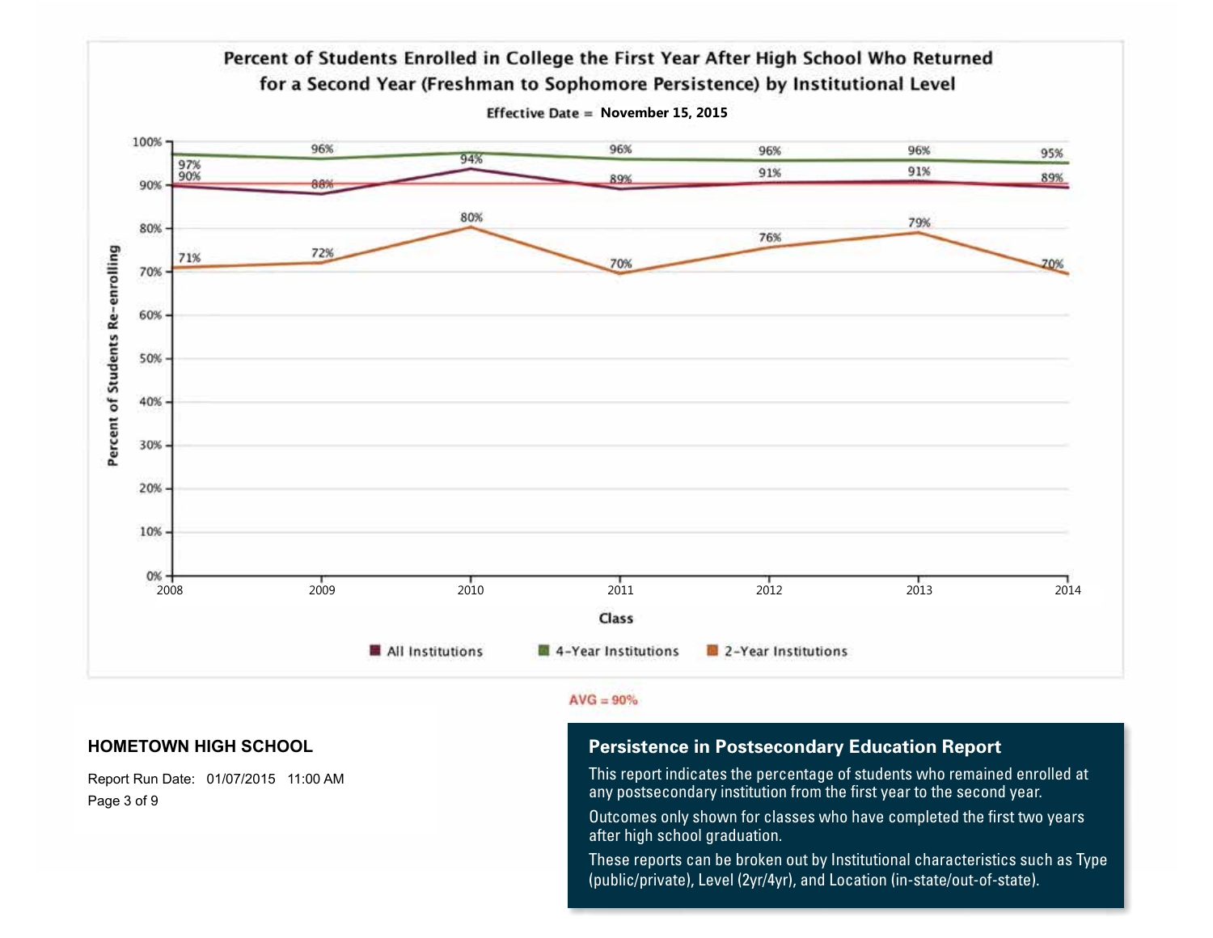Percent of Students Enrolled in College the First Year After High School Who Returned for a Second Year (Freshman to Sophomore Persistence) by Institutional Level

Effective Date = November 15, 2015

100%
90%
80%
70%
60%
50%
40%
30%
20%
10%
0%

Percent of Students Re-enrolling

97%
90%
71%
96%
88%
72%
94%
80%
96%
89%
70%
96%
91%
76%
96%
91%
79%
95%
89%
70%

2008
2009
2010
2011
2012
2013
2014

Class

All Institutions
4-Year Institutions
2-Year Institutions

AVG = 90%

**HOMETOWN HIGH SCHOOL**

Report Run Date: 01/07/2015 11:00 AM

## Persistence in Postsecondary Education Report

This report indicates the percentage of students who remained enrolled at any postsecondary institution from the first year to the second year.

Outcomes only shown for classes who have completed the first two years after high school graduation.

These reports can be broken out by Institutional characteristics such as Type (public/private), Level (2yr/4yr), and Location (in-state/out-of-state).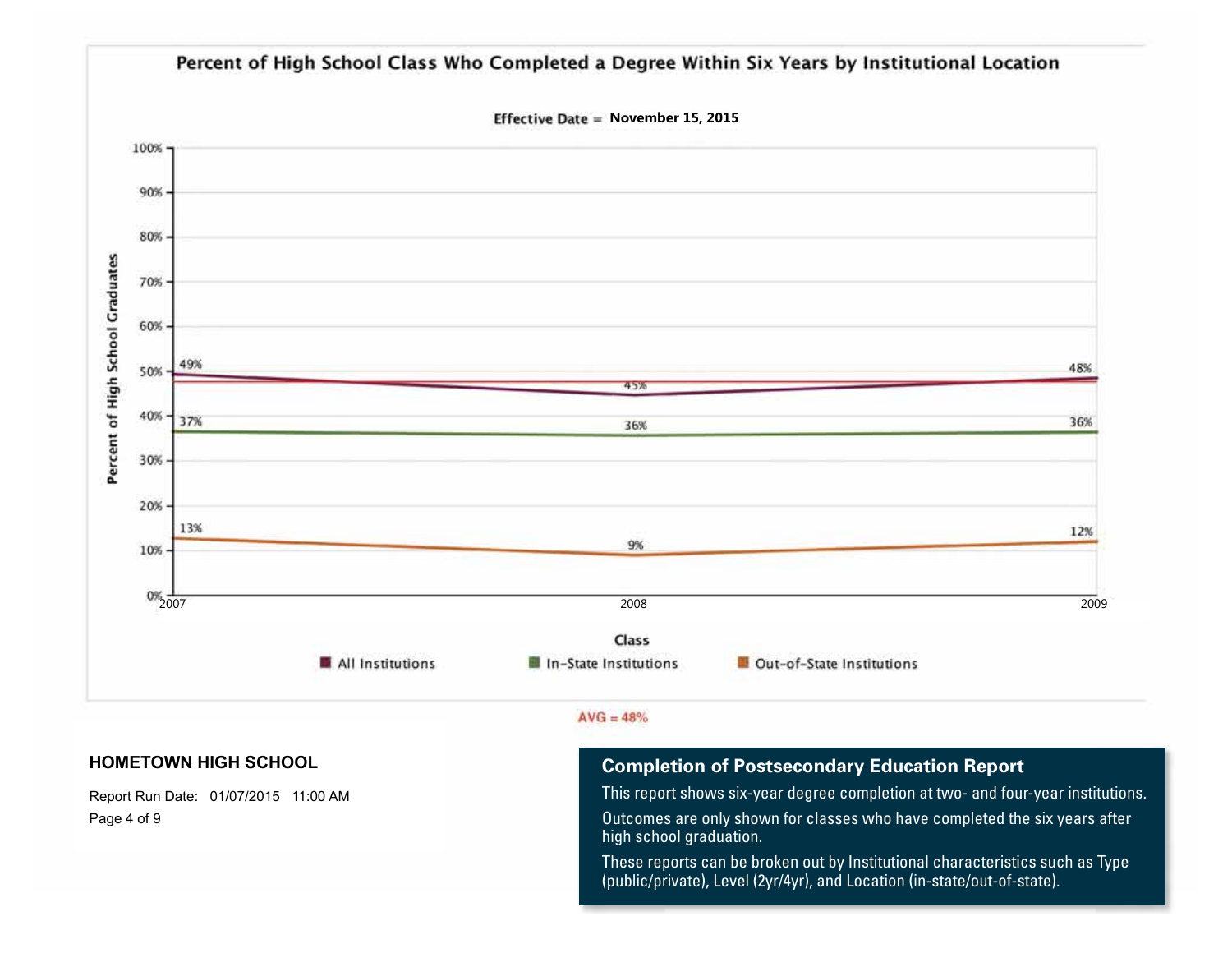## Percent of High School Class Who Completed a Degree Within Six Years by Institutional Location

Effective Date = **November 15, 2015**

100%
90%
80%
70%
60%
50%
40%
30%
20%
10%
0%

Percent of High School Graduates

49%
45%
48%
37%
36%
36%
13%
9%
12%

2007
2008
2009

Class

All Institutions
In-State Institutions
Out-of-State Institutions

AVG = 48%

**HOMETOWN HIGH SCHOOL**

Report Run Date: 01/07/2015 11:00 AM

### Completion of Postsecondary Education Report

This report shows six-year degree completion at two- and four-year institutions.

Outcomes are only shown for classes who have completed the six years after high school graduation.

These reports can be broken out by Institutional characteristics such as Type (public/private), Level (2yr/4yr), and Location (in-state/out-of-state).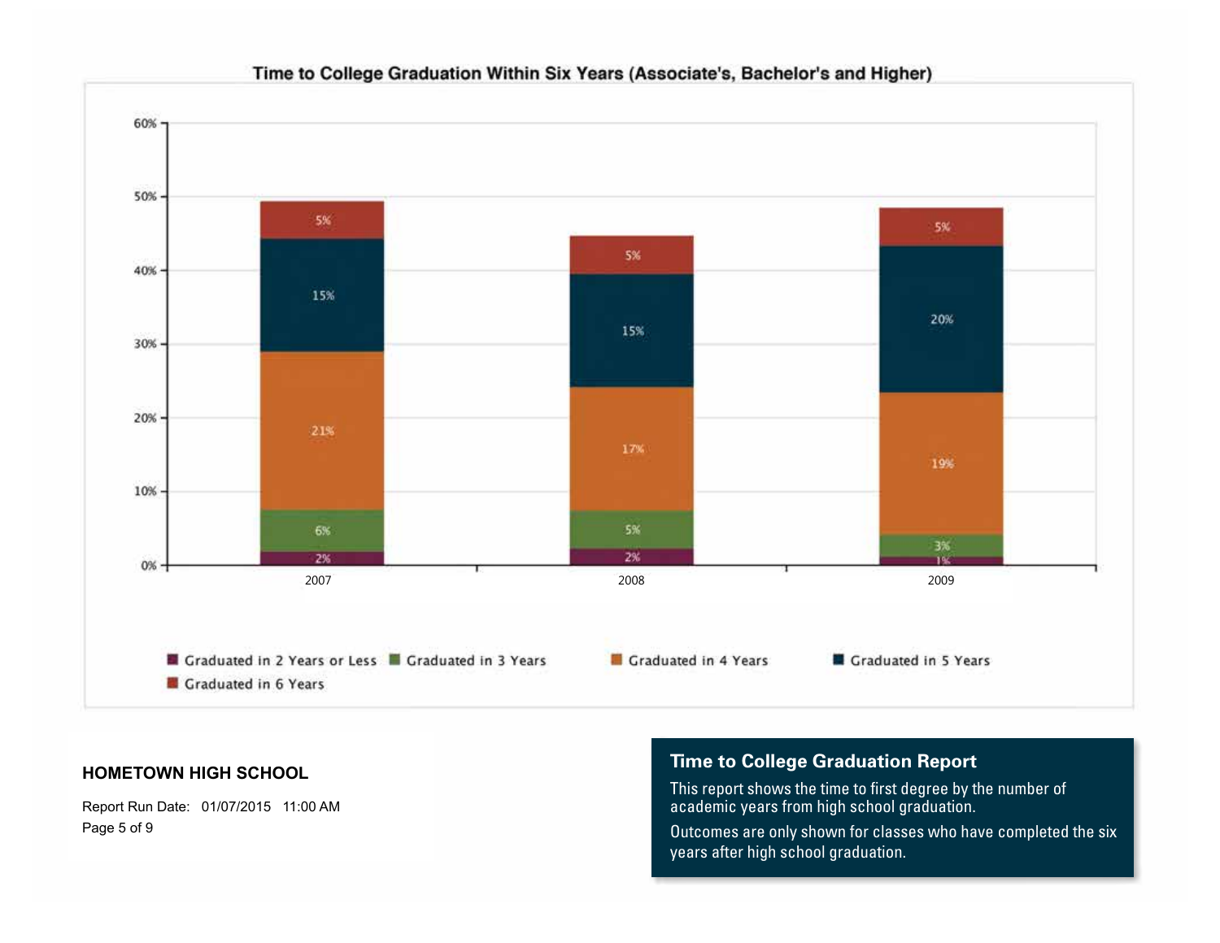## Time to College Graduation Within Six Years (Associate's, Bachelor's and Higher)

60%
50%
40%
30%
20%
10%
0%

2007: 2%, 6%, 21%, 15%, 5%
2008: 2%, 5%, 17%, 15%, 5%
2009: 1%, 3%, 19%, 20%, 5%

Graduated in 2 Years or Less
Graduated in 3 Years
Graduated in 4 Years
Graduated in 5 Years
Graduated in 6 Years

**HOMETOWN HIGH SCHOOL**

Report Run Date: 01/07/2015 11:00 AM

### Time to College Graduation Report

This report shows the time to first degree by the number of academic years from high school graduation.

Outcomes are only shown for classes who have completed the six years after high school graduation.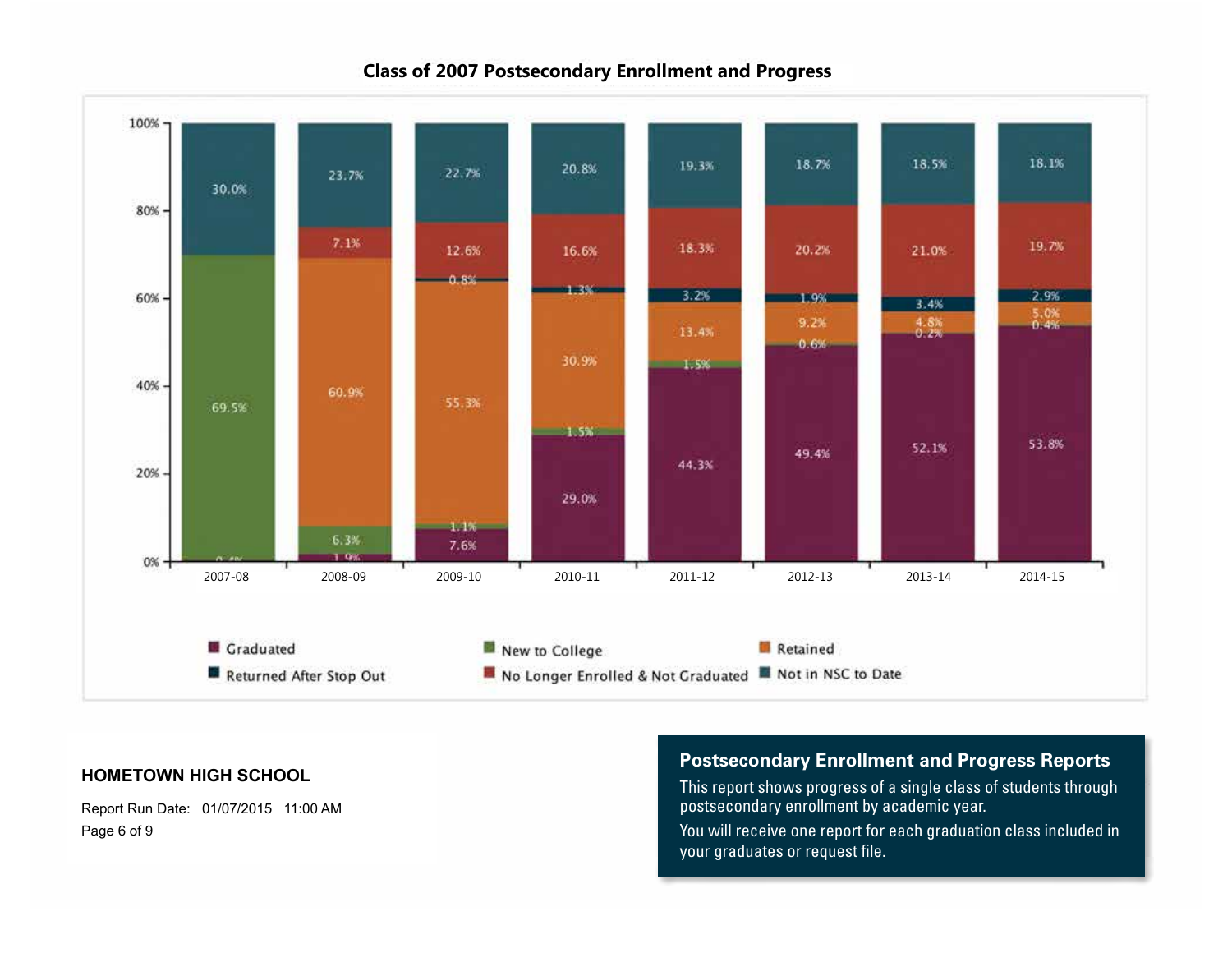## Class of 2007 Postsecondary Enrollment and Progress

100%
80%
60%
40%
20%
0%

2007-08: 30.0%, 69.5%, 0.4%
2008-09: 23.7%, 7.1%, 60.9%, 6.3%, 1.9%
2009-10: 22.7%, 12.6%, 0.8%, 55.3%, 1.1%, 7.6%
2010-11: 20.8%, 16.6%, 1.3%, 30.9%, 1.5%, 29.0%
2011-12: 19.3%, 18.3%, 3.2%, 13.4%, 1.5%, 44.3%
2012-13: 18.7%, 20.2%, 1.9%, 9.2%, 0.6%, 49.4%
2013-14: 18.5%, 21.0%, 3.4%, 4.8%, 0.2%, 52.1%
2014-15: 18.1%, 19.7%, 2.9%, 5.0%, 0.4%, 53.8%

Graduated
New to College
Retained
Returned After Stop Out
No Longer Enrolled & Not Graduated
Not in NSC to Date

**HOMETOWN HIGH SCHOOL**

Report Run Date: 01/07/2015 11:00 AM

### Postsecondary Enrollment and Progress Reports

This report shows progress of a single class of students through postsecondary enrollment by academic year.

You will receive one report for each graduation class included in your graduates or request file.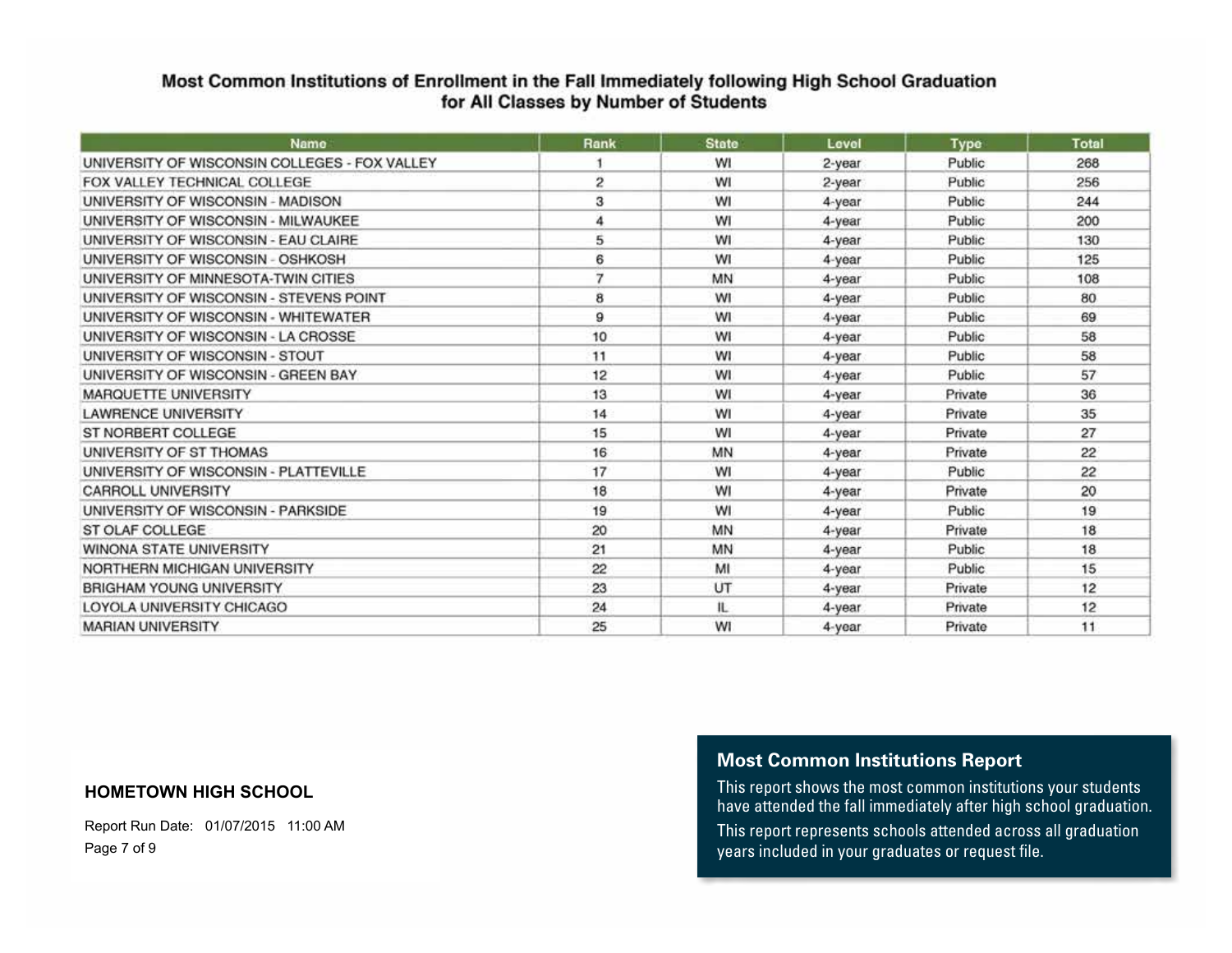## Most Common Institutions of Enrollment in the Fall Immediately following High School Graduation for All Classes by Number of Students

| Name | Rank | State | Level | Type | Total |
|---|---|---|---|---|---|
| UNIVERSITY OF WISCONSIN COLLEGES - FOX VALLEY | 1 | WI | 2-year | Public | 268 |
| FOX VALLEY TECHNICAL COLLEGE | 2 | WI | 2-year | Public | 256 |
| UNIVERSITY OF WISCONSIN - MADISON | 3 | WI | 4-year | Public | 244 |
| UNIVERSITY OF WISCONSIN - MILWAUKEE | 4 | WI | 4-year | Public | 200 |
| UNIVERSITY OF WISCONSIN - EAU CLAIRE | 5 | WI | 4-year | Public | 130 |
| UNIVERSITY OF WISCONSIN - OSHKOSH | 6 | WI | 4-year | Public | 125 |
| UNIVERSITY OF MINNESOTA-TWIN CITIES | 7 | MN | 4-year | Public | 108 |
| UNIVERSITY OF WISCONSIN - STEVENS POINT | 8 | WI | 4-year | Public | 80 |
| UNIVERSITY OF WISCONSIN - WHITEWATER | 9 | WI | 4-year | Public | 69 |
| UNIVERSITY OF WISCONSIN - LA CROSSE | 10 | WI | 4-year | Public | 58 |
| UNIVERSITY OF WISCONSIN - STOUT | 11 | WI | 4-year | Public | 58 |
| UNIVERSITY OF WISCONSIN - GREEN BAY | 12 | WI | 4-year | Public | 57 |
| MARQUETTE UNIVERSITY | 13 | WI | 4-year | Private | 36 |
| LAWRENCE UNIVERSITY | 14 | WI | 4-year | Private | 35 |
| ST NORBERT COLLEGE | 15 | WI | 4-year | Private | 27 |
| UNIVERSITY OF ST THOMAS | 16 | MN | 4-year | Private | 22 |
| UNIVERSITY OF WISCONSIN - PLATTEVILLE | 17 | WI | 4-year | Public | 22 |
| CARROLL UNIVERSITY | 18 | WI | 4-year | Private | 20 |
| UNIVERSITY OF WISCONSIN - PARKSIDE | 19 | WI | 4-year | Public | 19 |
| ST OLAF COLLEGE | 20 | MN | 4-year | Private | 18 |
| WINONA STATE UNIVERSITY | 21 | MN | 4-year | Public | 18 |
| NORTHERN MICHIGAN UNIVERSITY | 22 | MI | 4-year | Public | 15 |
| BRIGHAM YOUNG UNIVERSITY | 23 | UT | 4-year | Private | 12 |
| LOYOLA UNIVERSITY CHICAGO | 24 | IL | 4-year | Private | 12 |
| MARIAN UNIVERSITY | 25 | WI | 4-year | Private | 11 |

**HOMETOWN HIGH SCHOOL**

Report Run Date: 01/07/2015 11:00 AM

### Most Common Institutions Report

This report shows the most common institutions your students have attended the fall immediately after high school graduation.

This report represents schools attended across all graduation years included in your graduates or request file.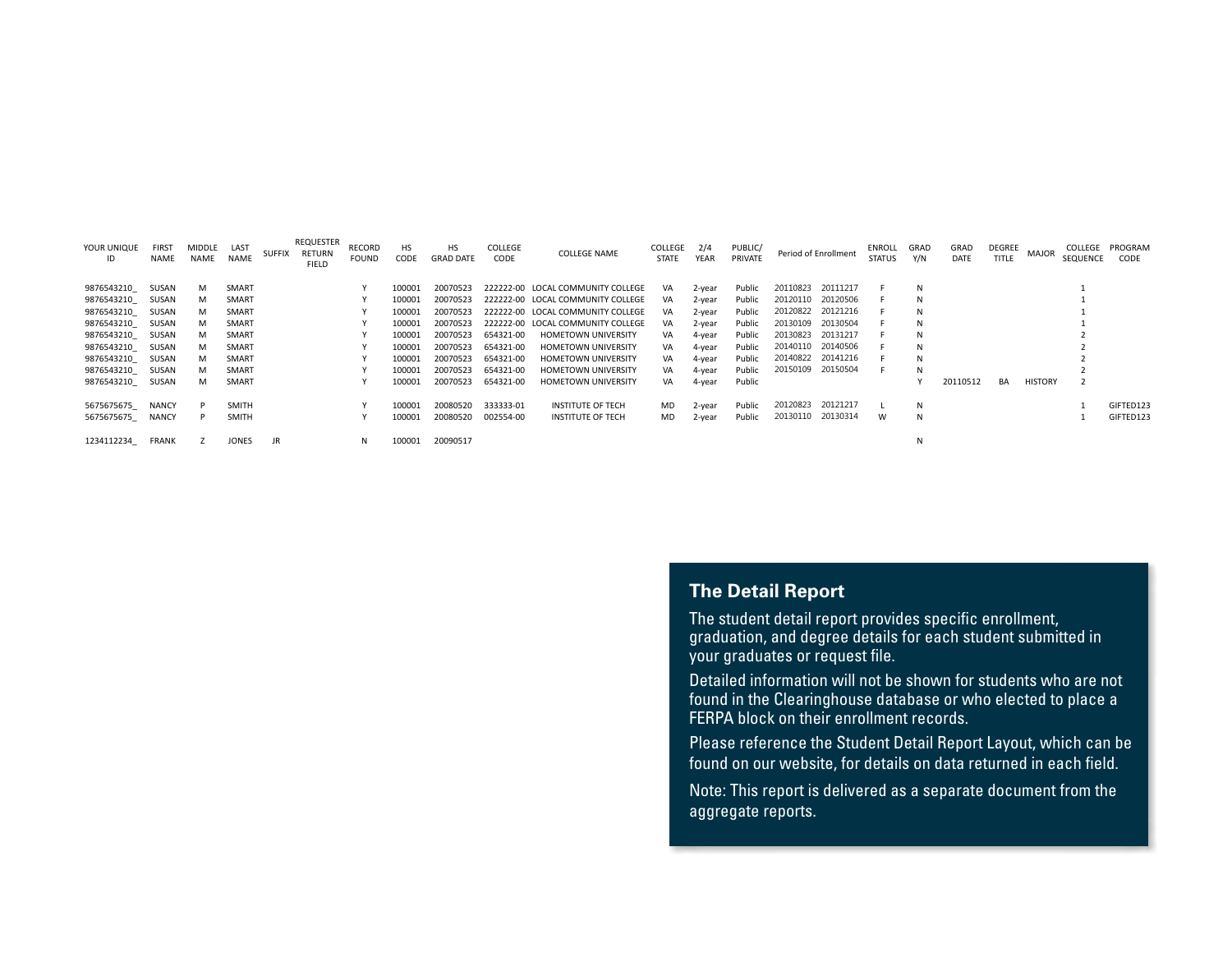| YOUR UNIQUE ID | FIRST NAME | MIDDLE NAME | LAST NAME | SUFFIX | REQUESTER RETURN FIELD | RECORD FOUND | HS CODE | HS GRAD DATE | COLLEGE CODE | COLLEGE NAME | COLLEGE STATE | 2/4 YEAR | PUBLIC/ PRIVATE | Period of Enrollment | | ENROLL STATUS | GRAD Y/N | GRAD DATE | DEGREE TITLE | MAJOR | COLLEGE SEQUENCE | PROGRAM CODE |
|---|---|---|---|---|---|---|---|---|---|---|---|---|---|---|---|---|---|---|---|---|---|---|
| 9876543210_ | SUSAN | M | SMART | | | Y | 100001 | 20070523 | 222222-00 | LOCAL COMMUNITY COLLEGE | VA | 2-year | Public | 20110823 | 20111217 | F | N | | | | 1 | |
| 9876543210_ | SUSAN | M | SMART | | | Y | 100001 | 20070523 | 222222-00 | LOCAL COMMUNITY COLLEGE | VA | 2-year | Public | 20120110 | 20120506 | F | N | | | | 1 | |
| 9876543210_ | SUSAN | M | SMART | | | Y | 100001 | 20070523 | 222222-00 | LOCAL COMMUNITY COLLEGE | VA | 2-year | Public | 20120822 | 20121216 | F | N | | | | 1 | |
| 9876543210_ | SUSAN | M | SMART | | | Y | 100001 | 20070523 | 222222-00 | LOCAL COMMUNITY COLLEGE | VA | 2-year | Public | 20130109 | 20130504 | F | N | | | | 1 | |
| 9876543210_ | SUSAN | M | SMART | | | Y | 100001 | 20070523 | 654321-00 | HOMETOWN UNIVERSITY | VA | 4-year | Public | 20130823 | 20131217 | F | N | | | | 2 | |
| 9876543210_ | SUSAN | M | SMART | | | Y | 100001 | 20070523 | 654321-00 | HOMETOWN UNIVERSITY | VA | 4-year | Public | 20140110 | 20140506 | F | N | | | | 2 | |
| 9876543210_ | SUSAN | M | SMART | | | Y | 100001 | 20070523 | 654321-00 | HOMETOWN UNIVERSITY | VA | 4-year | Public | 20140822 | 20141216 | F | N | | | | 2 | |
| 9876543210_ | SUSAN | M | SMART | | | Y | 100001 | 20070523 | 654321-00 | HOMETOWN UNIVERSITY | VA | 4-year | Public | 20150109 | 20150504 | F | N | | | | 2 | |
| 9876543210_ | SUSAN | M | SMART | | | Y | 100001 | 20070523 | 654321-00 | HOMETOWN UNIVERSITY | VA | 4-year | Public | | | | Y | 20110512 | BA | HISTORY | 2 | |
| 5675675675_ | NANCY | P | SMITH | | | Y | 100001 | 20080520 | 333333-01 | INSTITUTE OF TECH | MD | 2-year | Public | 20120823 | 20121217 | L | N | | | | 1 | GIFTED123 |
| 5675675675_ | NANCY | P | SMITH | | | Y | 100001 | 20080520 | 002554-00 | INSTITUTE OF TECH | MD | 2-year | Public | 20130110 | 20130314 | W | N | | | | 1 | GIFTED123 |
| 1234112234_ | FRANK | Z | JONES | JR | | N | 100001 | 20090517 | | | | | | | | | N | | | | | |

## The Detail Report

The student detail report provides specific enrollment, graduation, and degree details for each student submitted in your graduates or request file.

Detailed information will not be shown for students who are not found in the Clearinghouse database or who elected to place a FERPA block on their enrollment records.

Please reference the Student Detail Report Layout, which can be found on our website, for details on data returned in each field.

Note: This report is delivered as a separate document from the aggregate reports.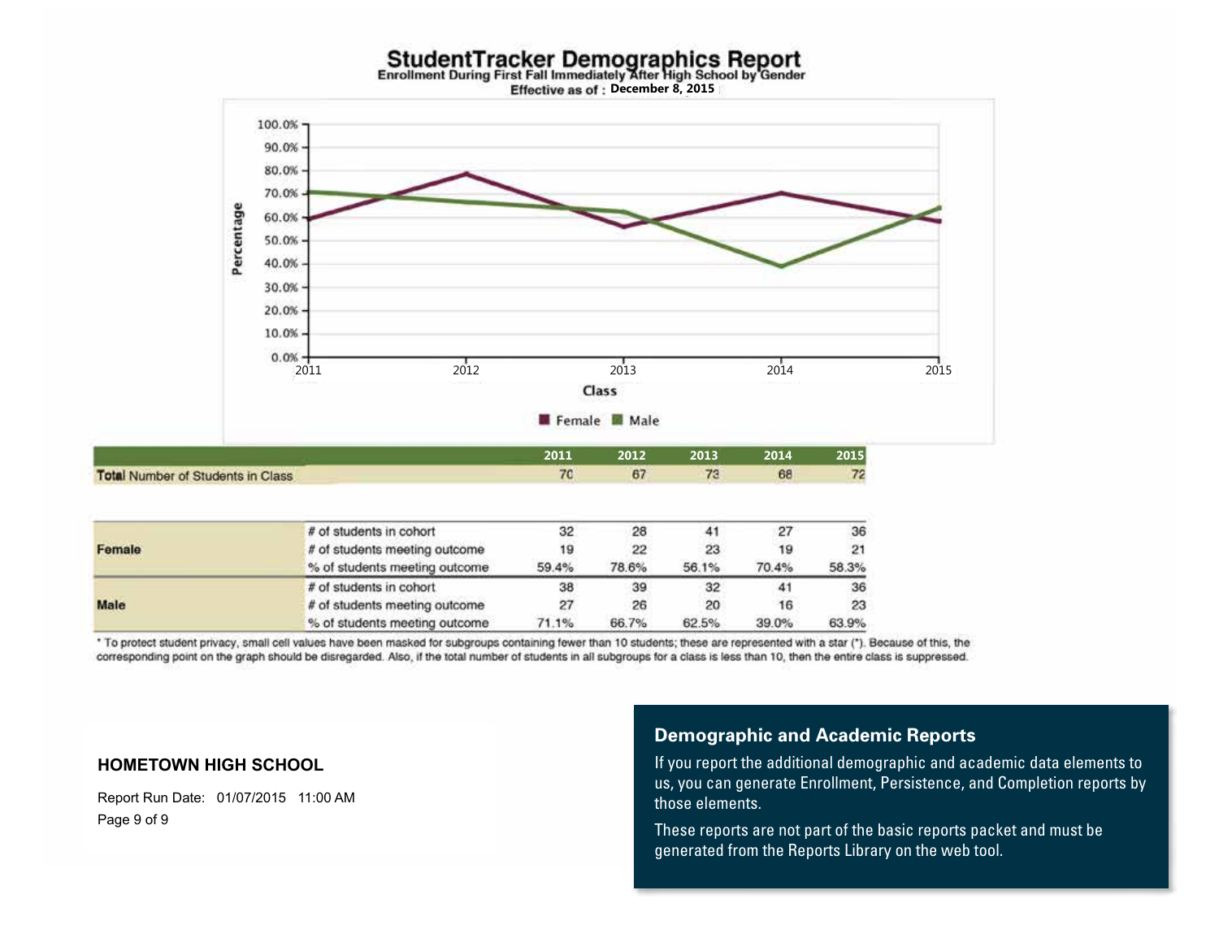# StudentTracker Demographics Report

**Enrollment During First Fall Immediately After High School by Gender**

Effective as of : **December 8, 2015**

100.0%
90.0%
80.0%
70.0%
60.0%
50.0%
40.0%
30.0%
20.0%
10.0%
0.0%

Percentage

2011 2012 2013 2014 2015

Class

Female Male

| | | 2011 | 2012 | 2013 | 2014 | 2015 |
|---|---|---|---|---|---|---|
| **Total** Number of Students in Class | | 70 | 67 | 73 | 68 | 72 |
| **Female** | # of students in cohort | 32 | 28 | 41 | 27 | 36 |
| | # of students meeting outcome | 19 | 22 | 23 | 19 | 21 |
| | % of students meeting outcome | 59.4% | 78.6% | 56.1% | 70.4% | 58.3% |
| **Male** | # of students in cohort | 38 | 39 | 32 | 41 | 36 |
| | # of students meeting outcome | 27 | 26 | 20 | 16 | 23 |
| | % of students meeting outcome | 71.1% | 66.7% | 62.5% | 39.0% | 63.9% |

* To protect student privacy, small cell values have been masked for subgroups containing fewer than 10 students; these are represented with a star (*). Because of this, the corresponding point on the graph should be disregarded. Also, if the total number of students in all subgroups for a class is less than 10, then the entire class is suppressed.

**HOMETOWN HIGH SCHOOL**

Report Run Date: 01/07/2015 11:00 AM

Page 9 of 9

### Demographic and Academic Reports

If you report the additional demographic and academic data elements to us, you can generate Enrollment, Persistence, and Completion reports by those elements.

These reports are not part of the basic reports packet and must be generated from the Reports Library on the web tool.